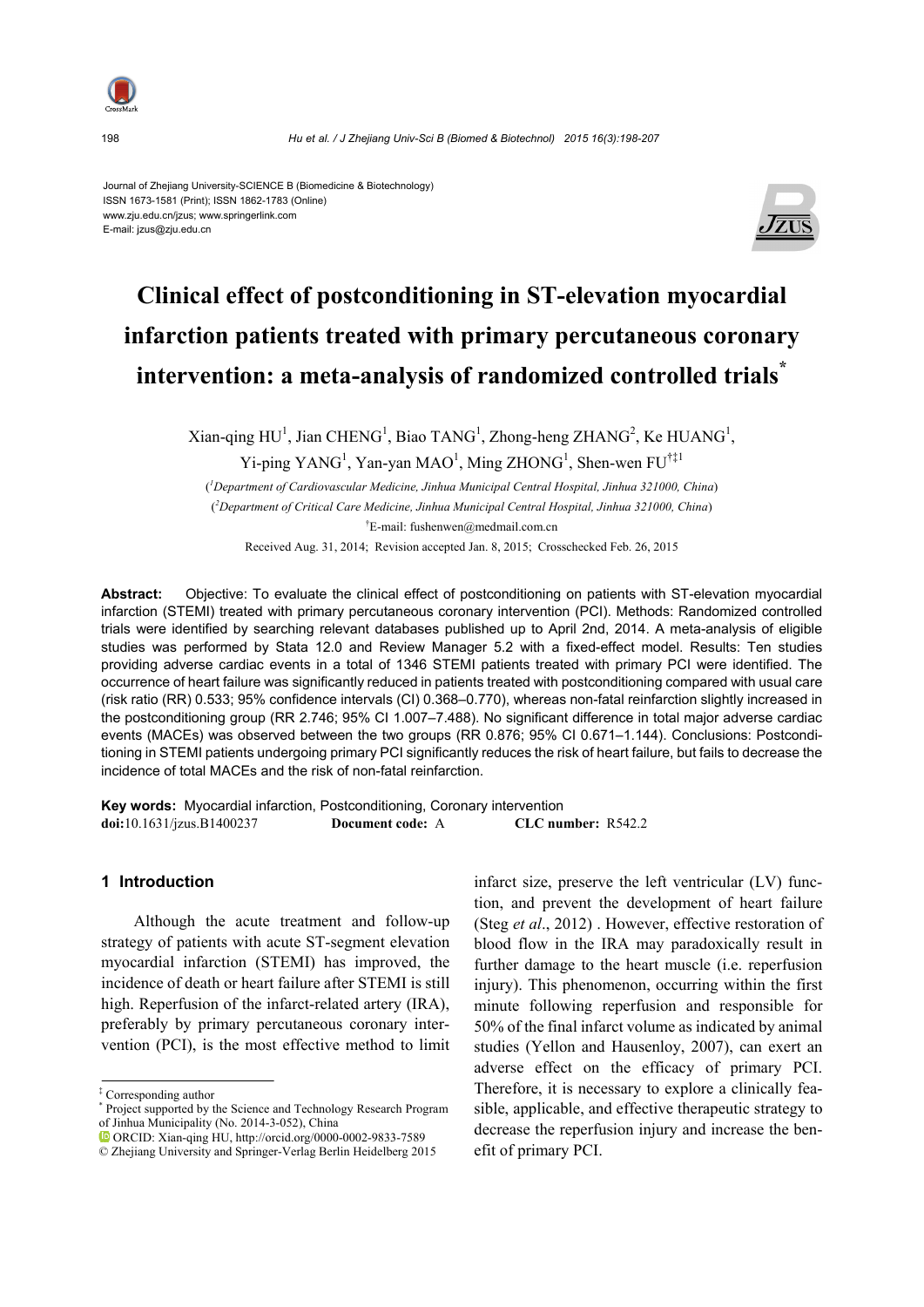Journal of Zhejiang University-SCIENCE B (Biomedicine & Biotechnology)
ISSN 1673-1581 (Print); ISSN 1862-1783 (Online)
www.zju.edu.cn/jzus; www.springerlink.com
E-mail: jzus@zju.edu.cn

# Clinical effect of postconditioning in ST-elevation myocardial infarction patients treated with primary percutaneous coronary intervention: a meta-analysis of randomized controlled trials[*]

Xian-qing HU[1], Jian CHENG[1], Biao TANG[1], Zhong-heng ZHANG[2], Ke HUANG[1], Yi-ping YANG[1], Yan-yan MAO[1], Ming ZHONG[1], Shen-wen FU[†‡1]

([1]Department of Cardiovascular Medicine, Jinhua Municipal Central Hospital, Jinhua 321000, China)

([2]Department of Critical Care Medicine, Jinhua Municipal Central Hospital, Jinhua 321000, China)

[†]E-mail: fushenwen@medmail.com.cn

Received Aug. 31, 2014; Revision accepted Jan. 8, 2015; Crosschecked Feb. 26, 2015

**Abstract:** Objective: To evaluate the clinical effect of postconditioning on patients with ST-elevation myocardial infarction (STEMI) treated with primary percutaneous coronary intervention (PCI). Methods: Randomized controlled trials were identified by searching relevant databases published up to April 2nd, 2014. A meta-analysis of eligible studies was performed by Stata 12.0 and Review Manager 5.2 with a fixed-effect model. Results: Ten studies providing adverse cardiac events in a total of 1346 STEMI patients treated with primary PCI were identified. The occurrence of heart failure was significantly reduced in patients treated with postconditioning compared with usual care (risk ratio (RR) 0.533; 95% confidence intervals (CI) 0.368–0.770), whereas non-fatal reinfarction slightly increased in the postconditioning group (RR 2.746; 95% CI 1.007–7.488). No significant difference in total major adverse cardiac events (MACEs) was observed between the two groups (RR 0.876; 95% CI 0.671–1.144). Conclusions: Postconditioning in STEMI patients undergoing primary PCI significantly reduces the risk of heart failure, but fails to decrease the incidence of total MACEs and the risk of non-fatal reinfarction.

**Key words:** Myocardial infarction, Postconditioning, Coronary intervention

**doi:**10.1631/jzus.B1400237 **Document code:** A **CLC number:** R542.2

## 1 Introduction

Although the acute treatment and follow-up strategy of patients with acute ST-segment elevation myocardial infarction (STEMI) has improved, the incidence of death or heart failure after STEMI is still high. Reperfusion of the infarct-related artery (IRA), preferably by primary percutaneous coronary intervention (PCI), is the most effective method to limit infarct size, preserve the left ventricular (LV) function, and prevent the development of heart failure (Steg *et al*., 2012) . However, effective restoration of blood flow in the IRA may paradoxically result in further damage to the heart muscle (i.e. reperfusion injury). This phenomenon, occurring within the first minute following reperfusion and responsible for 50% of the final infarct volume as indicated by animal studies (Yellon and Hausenloy, 2007), can exert an adverse effect on the efficacy of primary PCI. Therefore, it is necessary to explore a clinically feasible, applicable, and effective therapeutic strategy to decrease the reperfusion injury and increase the benefit of primary PCI.

---

[‡] Corresponding author

[*] Project supported by the Science and Technology Research Program of Jinhua Municipality (No. 2014-3-052), China

ORCID: Xian-qing HU, http://orcid.org/0000-0002-9833-7589

© Zhejiang University and Springer-Verlag Berlin Heidelberg 2015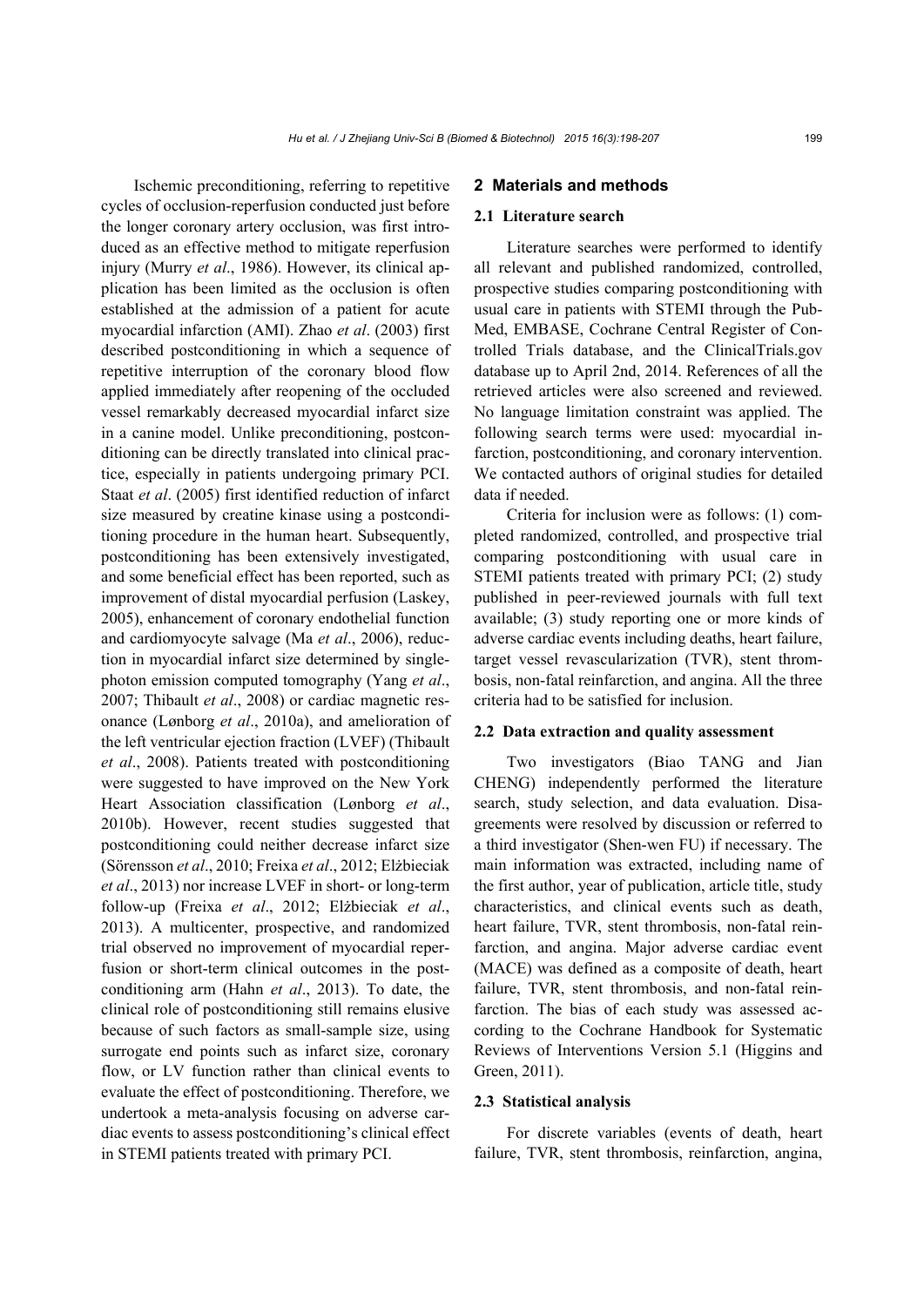Ischemic preconditioning, referring to repetitive cycles of occlusion-reperfusion conducted just before the longer coronary artery occlusion, was first introduced as an effective method to mitigate reperfusion injury (Murry *et al*., 1986). However, its clinical application has been limited as the occlusion is often established at the admission of a patient for acute myocardial infarction (AMI). Zhao *et al*. (2003) first described postconditioning in which a sequence of repetitive interruption of the coronary blood flow applied immediately after reopening of the occluded vessel remarkably decreased myocardial infarct size in a canine model. Unlike preconditioning, postconditioning can be directly translated into clinical practice, especially in patients undergoing primary PCI. Staat *et al*. (2005) first identified reduction of infarct size measured by creatine kinase using a postconditioning procedure in the human heart. Subsequently, postconditioning has been extensively investigated, and some beneficial effect has been reported, such as improvement of distal myocardial perfusion (Laskey, 2005), enhancement of coronary endothelial function and cardiomyocyte salvage (Ma *et al*., 2006), reduction in myocardial infarct size determined by single-photon emission computed tomography (Yang *et al*., 2007; Thibault *et al*., 2008) or cardiac magnetic resonance (Lønborg *et al*., 2010a), and amelioration of the left ventricular ejection fraction (LVEF) (Thibault *et al*., 2008). Patients treated with postconditioning were suggested to have improved on the New York Heart Association classification (Lønborg *et al*., 2010b). However, recent studies suggested that postconditioning could neither decrease infarct size (Sörensson *et al*., 2010; Freixa *et al*., 2012; Elżbieciak *et al*., 2013) nor increase LVEF in short- or long-term follow-up (Freixa *et al*., 2012; Elżbieciak *et al*., 2013). A multicenter, prospective, and randomized trial observed no improvement of myocardial reperfusion or short-term clinical outcomes in the postconditioning arm (Hahn *et al*., 2013). To date, the clinical role of postconditioning still remains elusive because of such factors as small-sample size, using surrogate end points such as infarct size, coronary flow, or LV function rather than clinical events to evaluate the effect of postconditioning. Therefore, we undertook a meta-analysis focusing on adverse cardiac events to assess postconditioning's clinical effect in STEMI patients treated with primary PCI.

## 2 Materials and methods

### 2.1 Literature search

Literature searches were performed to identify all relevant and published randomized, controlled, prospective studies comparing postconditioning with usual care in patients with STEMI through the PubMed, EMBASE, Cochrane Central Register of Controlled Trials database, and the ClinicalTrials.gov database up to April 2nd, 2014. References of all the retrieved articles were also screened and reviewed. No language limitation constraint was applied. The following search terms were used: myocardial infarction, postconditioning, and coronary intervention. We contacted authors of original studies for detailed data if needed.

Criteria for inclusion were as follows: (1) completed randomized, controlled, and prospective trial comparing postconditioning with usual care in STEMI patients treated with primary PCI; (2) study published in peer-reviewed journals with full text available; (3) study reporting one or more kinds of adverse cardiac events including deaths, heart failure, target vessel revascularization (TVR), stent thrombosis, non-fatal reinfarction, and angina. All the three criteria had to be satisfied for inclusion.

### 2.2 Data extraction and quality assessment

Two investigators (Biao TANG and Jian CHENG) independently performed the literature search, study selection, and data evaluation. Disagreements were resolved by discussion or referred to a third investigator (Shen-wen FU) if necessary. The main information was extracted, including name of the first author, year of publication, article title, study characteristics, and clinical events such as death, heart failure, TVR, stent thrombosis, non-fatal reinfarction, and angina. Major adverse cardiac event (MACE) was defined as a composite of death, heart failure, TVR, stent thrombosis, and non-fatal reinfarction. The bias of each study was assessed according to the Cochrane Handbook for Systematic Reviews of Interventions Version 5.1 (Higgins and Green, 2011).

### 2.3 Statistical analysis

For discrete variables (events of death, heart failure, TVR, stent thrombosis, reinfarction, angina,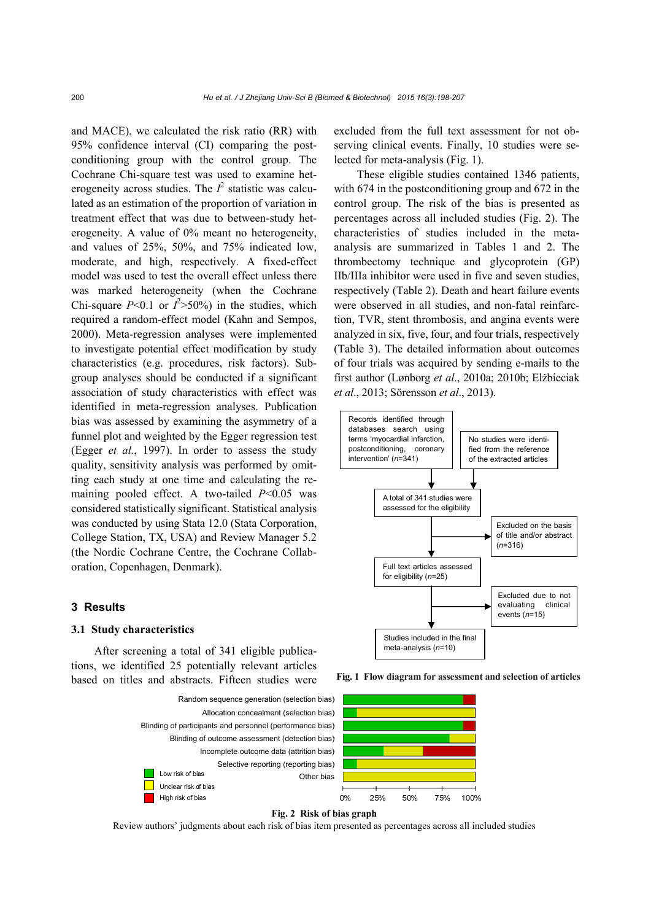and MACE), we calculated the risk ratio (RR) with 95% confidence interval (CI) comparing the postconditioning group with the control group. The Cochrane Chi-square test was used to examine heterogeneity across studies. The $I^2$ statistic was calculated as an estimation of the proportion of variation in treatment effect that was due to between-study heterogeneity. A value of 0% meant no heterogeneity, and values of 25%, 50%, and 75% indicated low, moderate, and high, respectively. A fixed-effect model was used to test the overall effect unless there was marked heterogeneity (when the Cochrane Chi-square $P<0.1$ or $I^2>50\%$) in the studies, which required a random-effect model (Kahn and Sempos, 2000). Meta-regression analyses were implemented to investigate potential effect modification by study characteristics (e.g. procedures, risk factors). Subgroup analyses should be conducted if a significant association of study characteristics with effect was identified in meta-regression analyses. Publication bias was assessed by examining the asymmetry of a funnel plot and weighted by the Egger regression test (Egger *et al.*, 1997). In order to assess the study quality, sensitivity analysis was performed by omitting each study at one time and calculating the remaining pooled effect. A two-tailed $P<0.05$ was considered statistically significant. Statistical analysis was conducted by using Stata 12.0 (Stata Corporation, College Station, TX, USA) and Review Manager 5.2 (the Nordic Cochrane Centre, the Cochrane Collaboration, Copenhagen, Denmark).

## 3 Results

### 3.1 Study characteristics

After screening a total of 341 eligible publications, we identified 25 potentially relevant articles based on titles and abstracts. Fifteen studies were excluded from the full text assessment for not observing clinical events. Finally, 10 studies were selected for meta-analysis (Fig. 1).

These eligible studies contained 1346 patients, with 674 in the postconditioning group and 672 in the control group. The risk of the bias is presented as percentages across all included studies (Fig. 2). The characteristics of studies included in the meta-analysis are summarized in Tables 1 and 2. The thrombectomy technique and glycoprotein (GP) IIb/IIIa inhibitor were used in five and seven studies, respectively (Table 2). Death and heart failure events were observed in all studies, and non-fatal reinfarction, TVR, stent thrombosis, and angina events were analyzed in six, five, four, and four trials, respectively (Table 3). The detailed information about outcomes of four trials was acquired by sending e-mails to the first author (Lønborg *et al.*, 2010a; 2010b; Elżbieciak *et al.*, 2013; Sörensson *et al.*, 2013).

Records identified through databases search using terms 'myocardial infarction, postconditioning, coronary intervention' ($n$=341)

No studies were identified from the reference of the extracted articles

A total of 341 studies were assessed for the eligibility

Excluded on the basis of title and/or abstract ($n$=316)

Full text articles assessed for eligibility ($n$=25)

Excluded due to not evaluating clinical events ($n$=15)

Studies included in the final meta-analysis ($n$=10)

**Fig. 1 Flow diagram for assessment and selection of articles**

Random sequence generation (selection bias)
Allocation concealment (selection bias)
Blinding of participants and personnel (performance bias)
Blinding of outcome assessment (detection bias)
Incomplete outcome data (attrition bias)
Selective reporting (reporting bias)
Other bias

Low risk of bias
Unclear risk of bias
High risk of bias

0% 25% 50% 75% 100%

**Fig. 2 Risk of bias graph**

Review authors' judgments about each risk of bias item presented as percentages across all included studies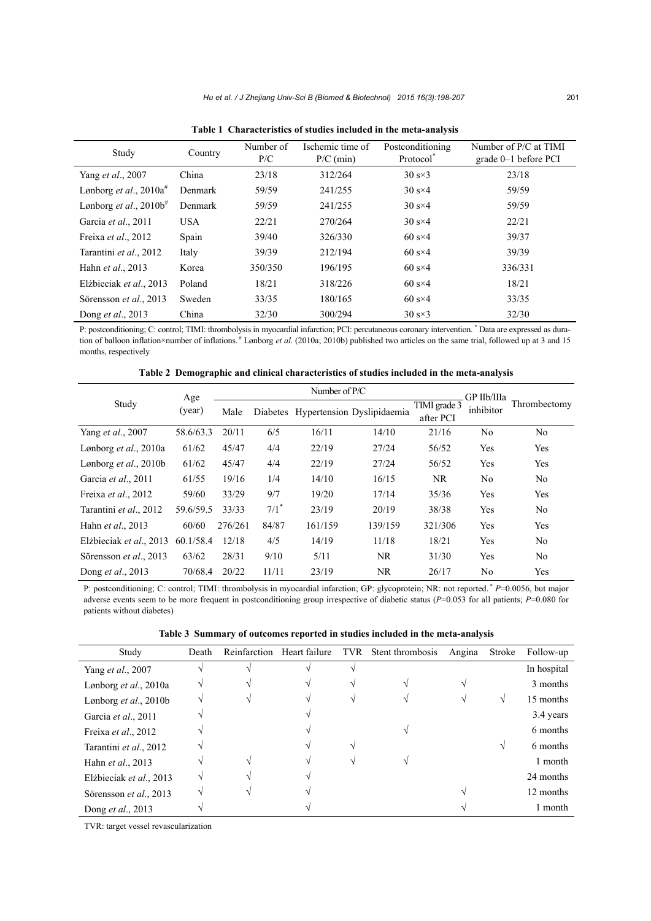**Table 1 Characteristics of studies included in the meta-analysis**

| Study | Country | Number of P/C | Ischemic time of P/C (min) | Postconditioning Protocol* | Number of P/C at TIMI grade 0–1 before PCI |
|---|---|---|---|---|---|
| Yang *et al*., 2007 | China | 23/18 | 312/264 | 30 s×3 | 23/18 |
| Lønborg *et al*., 2010a# | Denmark | 59/59 | 241/255 | 30 s×4 | 59/59 |
| Lønborg *et al*., 2010b# | Denmark | 59/59 | 241/255 | 30 s×4 | 59/59 |
| Garcia *et al*., 2011 | USA | 22/21 | 270/264 | 30 s×4 | 22/21 |
| Freixa *et al*., 2012 | Spain | 39/40 | 326/330 | 60 s×4 | 39/37 |
| Tarantini *et al*., 2012 | Italy | 39/39 | 212/194 | 60 s×4 | 39/39 |
| Hahn *et al*., 2013 | Korea | 350/350 | 196/195 | 60 s×4 | 336/331 |
| Elżbieciak *et al*., 2013 | Poland | 18/21 | 318/226 | 60 s×4 | 18/21 |
| Sörensson *et al*., 2013 | Sweden | 33/35 | 180/165 | 60 s×4 | 33/35 |
| Dong *et al*., 2013 | China | 32/30 | 300/294 | 30 s×3 | 32/30 |

P: postconditioning; C: control; TIMI: thrombolysis in myocardial infarction; PCI: percutaneous coronary intervention. * Data are expressed as duration of balloon inflation×number of inflations. # Lønborg *et al*. (2010a; 2010b) published two articles on the same trial, followed up at 3 and 15 months, respectively

**Table 2 Demographic and clinical characteristics of studies included in the meta-analysis**

| Study | Age (year) | Number of P/C | | | | | | GP IIb/IIIa inhibitor | Thrombectomy |
|---|---|---|---|---|---|---|---|---|---|
| | | Male | Diabetes | Hypertension | Dyslipidaemia | TIMI grade 3 after PCI | | | |
| Yang *et al*., 2007 | 58.6/63.3 | 20/11 | 6/5 | 16/11 | 14/10 | 21/16 | | No | No |
| Lønborg *et al*., 2010a | 61/62 | 45/47 | 4/4 | 22/19 | 27/24 | 56/52 | | Yes | Yes |
| Lønborg *et al*., 2010b | 61/62 | 45/47 | 4/4 | 22/19 | 27/24 | 56/52 | | Yes | Yes |
| Garcia *et al*., 2011 | 61/55 | 19/16 | 1/4 | 14/10 | 16/15 | NR | | No | No |
| Freixa *et al*., 2012 | 59/60 | 33/29 | 9/7 | 19/20 | 17/14 | 35/36 | | Yes | Yes |
| Tarantini *et al*., 2012 | 59.6/59.5 | 33/33 | 7/1* | 23/19 | 20/19 | 38/38 | | Yes | No |
| Hahn *et al*., 2013 | 60/60 | 276/261 | 84/87 | 161/159 | 139/159 | 321/306 | | Yes | Yes |
| Elżbieciak *et al*., 2013 | 60.1/58.4 | 12/18 | 4/5 | 14/19 | 11/18 | 18/21 | | Yes | No |
| Sörensson *et al*., 2013 | 63/62 | 28/31 | 9/10 | 5/11 | NR | 31/30 | | Yes | No |
| Dong *et al*., 2013 | 70/68.4 | 20/22 | 11/11 | 23/19 | NR | 26/17 | | No | Yes |

P: postconditioning; C: control; TIMI: thrombolysis in myocardial infarction; GP: glycoprotein; NR: not reported. * $P$=0.0056, but major adverse events seem to be more frequent in postconditioning group irrespective of diabetic status ($P$=0.053 for all patients; $P$=0.080 for patients without diabetes)

**Table 3 Summary of outcomes reported in studies included in the meta-analysis**

| Study | Death | Reinfarction | Heart failure | TVR | Stent thrombosis | Angina | Stroke | Follow-up |
|---|---|---|---|---|---|---|---|---|
| Yang *et al*., 2007 | √ | √ | √ | √ | | | | In hospital |
| Lønborg *et al*., 2010a | √ | √ | √ | √ | √ | √ | | 3 months |
| Lønborg *et al*., 2010b | √ | √ | √ | √ | √ | √ | √ | 15 months |
| Garcia *et al*., 2011 | √ | | √ | | | | | 3.4 years |
| Freixa *et al*., 2012 | √ | | √ | | √ | | | 6 months |
| Tarantini *et al*., 2012 | √ | | √ | √ | | | √ | 6 months |
| Hahn *et al*., 2013 | √ | √ | √ | √ | √ | | | 1 month |
| Elżbieciak *et al*., 2013 | √ | √ | √ | | | | | 24 months |
| Sörensson *et al*., 2013 | √ | √ | √ | | | √ | | 12 months |
| Dong *et al*., 2013 | √ | | √ | | | √ | | 1 month |

TVR: target vessel revascularization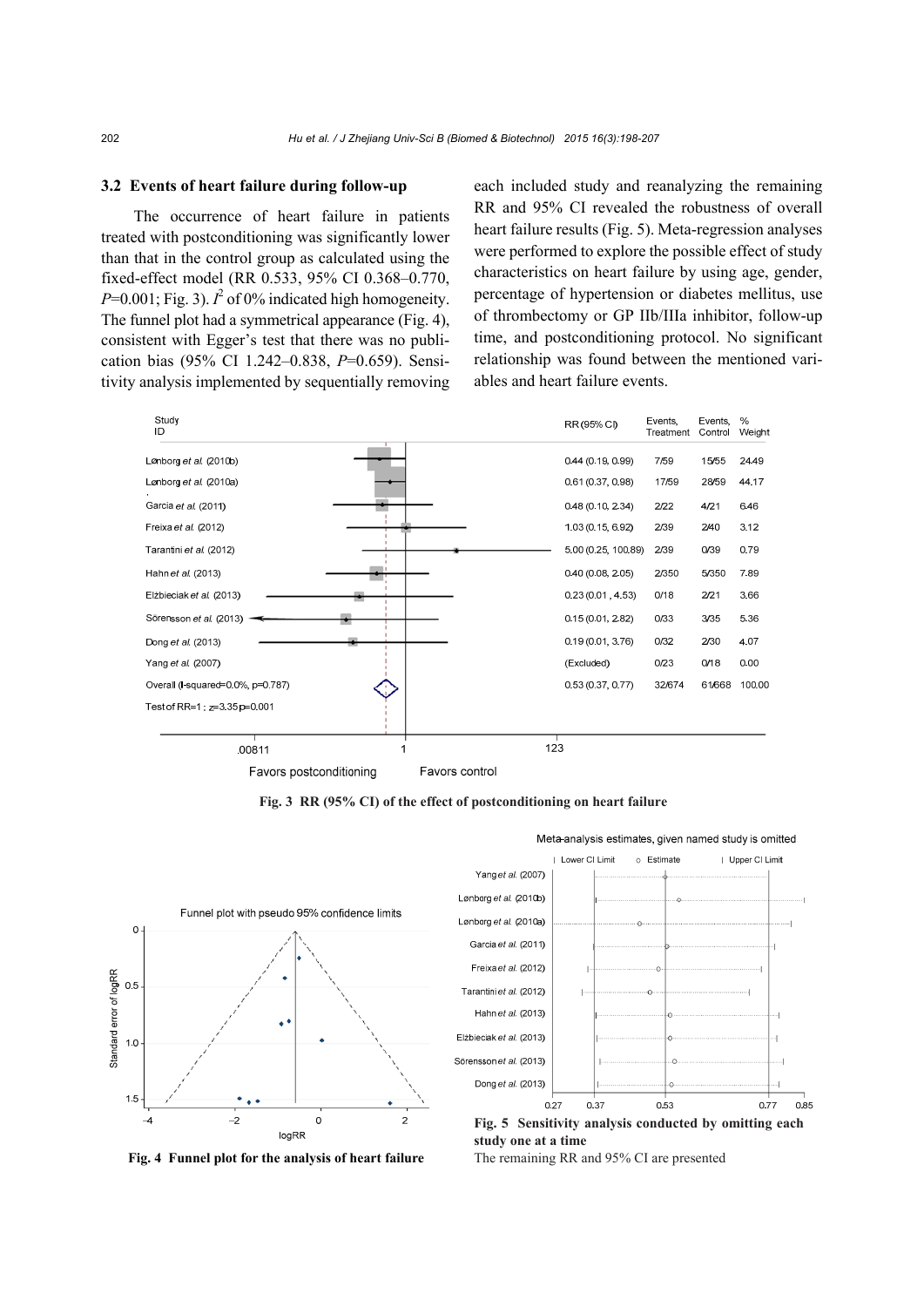### 3.2 Events of heart failure during follow-up

The occurrence of heart failure in patients treated with postconditioning was significantly lower than that in the control group as calculated using the fixed-effect model (RR 0.533, 95% CI 0.368–0.770, $P$=0.001; Fig. 3). $I^2$ of 0% indicated high homogeneity. The funnel plot had a symmetrical appearance (Fig. 4), consistent with Egger's test that there was no publication bias (95% CI 1.242–0.838, $P$=0.659). Sensitivity analysis implemented by sequentially removing each included study and reanalyzing the remaining RR and 95% CI revealed the robustness of overall heart failure results (Fig. 5). Meta-regression analyses were performed to explore the possible effect of study characteristics on heart failure by using age, gender, percentage of hypertension or diabetes mellitus, use of thrombectomy or GP IIb/IIIa inhibitor, follow-up time, and postconditioning protocol. No significant relationship was found between the mentioned variables and heart failure events.

| Study ID | RR (95% CI) | Events, Treatment | Events, Control | % Weight |
|---|---|---|---|---|
| Lønborg *et al.* (2010b) | 0.44 (0.19, 0.99) | 7/59 | 15/55 | 24.49 |
| Lønborg *et al.* (2010a) | 0.61 (0.37, 0.98) | 17/59 | 28/59 | 44.17 |
| Garcia *et al.* (2011) | 0.48 (0.10, 2.34) | 2/22 | 4/21 | 6.46 |
| Freixa *et al.* (2012) | 1.03 (0.15, 6.92) | 2/39 | 2/40 | 3.12 |
| Tarantini *et al.* (2012) | 5.00 (0.25, 100.89) | 2/39 | 0/39 | 0.79 |
| Hahn *et al.* (2013) | 0.40 (0.08, 2.05) | 2/350 | 5/350 | 7.89 |
| Elżbieciak *et al.* (2013) | 0.23 (0.01, 4.53) | 0/18 | 2/21 | 3.66 |
| Sörensson *et al.* (2013) | 0.15 (0.01, 2.82) | 0/33 | 3/35 | 5.36 |
| Dong *et al.* (2013) | 0.19 (0.01, 3.76) | 0/32 | 2/30 | 4.07 |
| Yang *et al.* (2007) | (Excluded) | 0/23 | 0/18 | 0.00 |
| Overall (I-squared=0.0%, p=0.787) | 0.53 (0.37, 0.77) | 32/674 | 61/668 | 100.00 |

Test of RR=1: z=3.35 p=0.001

Axis: .00811 — 1 — 123; Favors postconditioning / Favors control

**Fig. 3 RR (95% CI) of the effect of postconditioning on heart failure**

**Fig. 4 Funnel plot for the analysis of heart failure**

**Fig. 5 Sensitivity analysis conducted by omitting each study one at a time**

The remaining RR and 95% CI are presented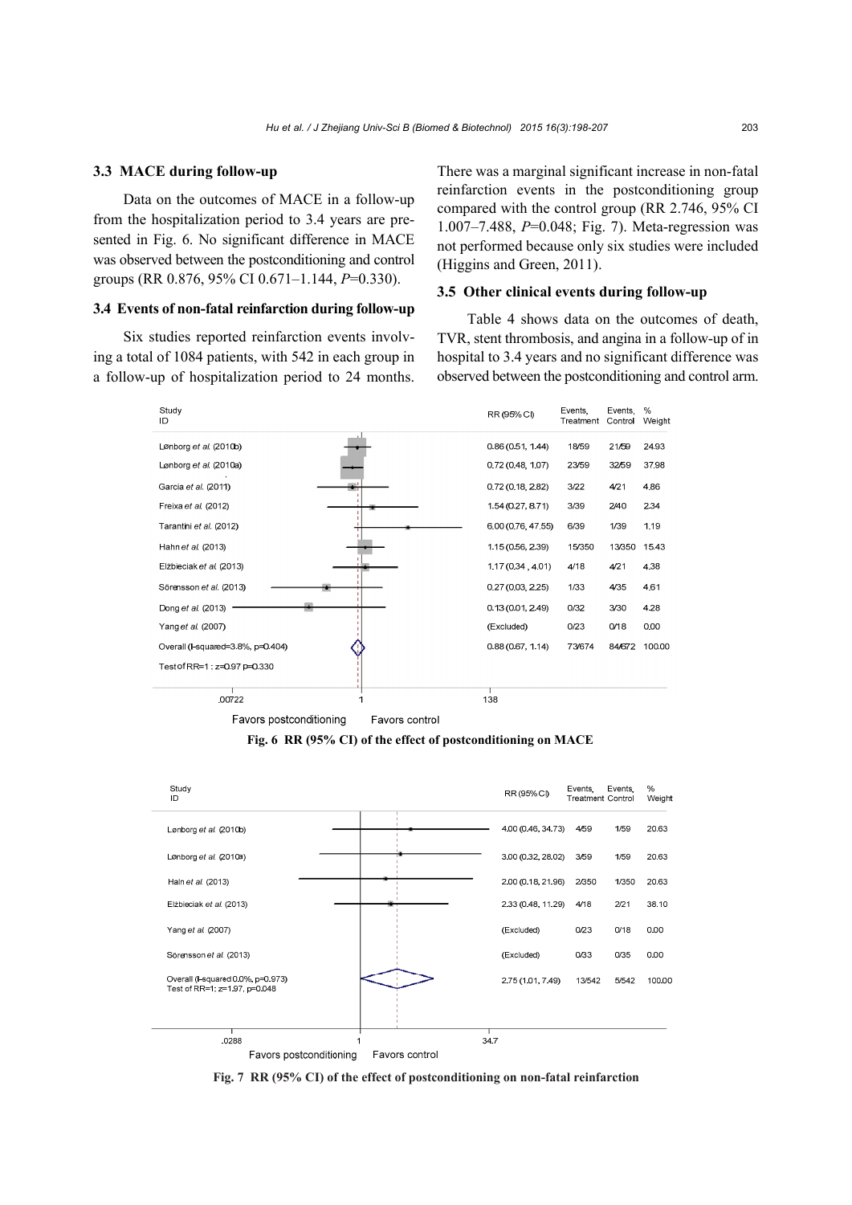### 3.3 MACE during follow-up

Data on the outcomes of MACE in a follow-up from the hospitalization period to 3.4 years are presented in Fig. 6. No significant difference in MACE was observed between the postconditioning and control groups (RR 0.876, 95% CI 0.671–1.144, *P*=0.330).

### 3.4 Events of non-fatal reinfarction during follow-up

Six studies reported reinfarction events involving a total of 1084 patients, with 542 in each group in a follow-up of hospitalization period to 24 months. There was a marginal significant increase in non-fatal reinfarction events in the postconditioning group compared with the control group (RR 2.746, 95% CI 1.007–7.488, *P*=0.048; Fig. 7). Meta-regression was not performed because only six studies were included (Higgins and Green, 2011).

### 3.5 Other clinical events during follow-up

Table 4 shows data on the outcomes of death, TVR, stent thrombosis, and angina in a follow-up of in hospital to 3.4 years and no significant difference was observed between the postconditioning and control arm.

| Study ID | RR (95% CI) | Events, Treatment | Events, Control | % Weight |
|---|---|---|---|---|
| Lønborg *et al.* (2010b) | 0.86 (0.51, 1.44) | 18/59 | 21/59 | 24.93 |
| Lønborg *et al.* (2010a) | 0.72 (0.48, 1.07) | 23/59 | 32/59 | 37.98 |
| Garcia *et al.* (2011) | 0.72 (0.18, 2.82) | 3/22 | 4/21 | 4.86 |
| Freixa *et al.* (2012) | 1.54 (0.27, 8.71) | 3/39 | 2/40 | 2.34 |
| Tarantini *et al.* (2012) | 6.00 (0.76, 47.55) | 6/39 | 1/39 | 1.19 |
| Hahn *et al.* (2013) | 1.15 (0.56, 2.39) | 15/350 | 13/350 | 15.43 |
| Elżbieciak *et al.* (2013) | 1.17 (0.34, 4.01) | 4/18 | 4/21 | 4.38 |
| Sörensson *et al.* (2013) | 0.27 (0.03, 2.25) | 1/33 | 4/35 | 4.61 |
| Dong *et al.* (2013) | 0.13 (0.01, 2.49) | 0/32 | 3/30 | 4.28 |
| Yang *et al.* (2007) | (Excluded) | 0/23 | 0/18 | 0.00 |
| Overall (I-squared=3.8%, p=0.404) | 0.88 (0.67, 1.14) | 73/674 | 84/672 | 100.00 |
| Test of RR=1 : z=0.97 p=0.330 | | | | |

Axis: .00722 — 1 — 138; Favors postconditioning / Favors control

**Fig. 6 RR (95% CI) of the effect of postconditioning on MACE**

| Study ID | RR (95% CI) | Events, Treatment | Events, Control | % Weight |
|---|---|---|---|---|
| Lønborg *et al.* (2010b) | 4.00 (0.46, 34.73) | 4/59 | 1/59 | 20.63 |
| Lønborg *et al.* (2010a) | 3.00 (0.32, 28.02) | 3/59 | 1/59 | 20.63 |
| Hahn *et al.* (2013) | 2.00 (0.18, 21.96) | 2/350 | 1/350 | 20.63 |
| Elżbieciak *et al.* (2013) | 2.33 (0.48, 11.29) | 4/18 | 2/21 | 38.10 |
| Yang *et al.* (2007) | (Excluded) | 0/23 | 0/18 | 0.00 |
| Sörensson *et al.* (2013) | (Excluded) | 0/33 | 0/35 | 0.00 |
| Overall (I-squared 0.0%, p=0.973) | 2.75 (1.01, 7.49) | 13/542 | 5/542 | 100.00 |
| Test of RR=1: z=1.97, p=0.048 | | | | |

Axis: .0288 — 1 — 34.7; Favors postconditioning / Favors control

**Fig. 7 RR (95% CI) of the effect of postconditioning on non-fatal reinfarction**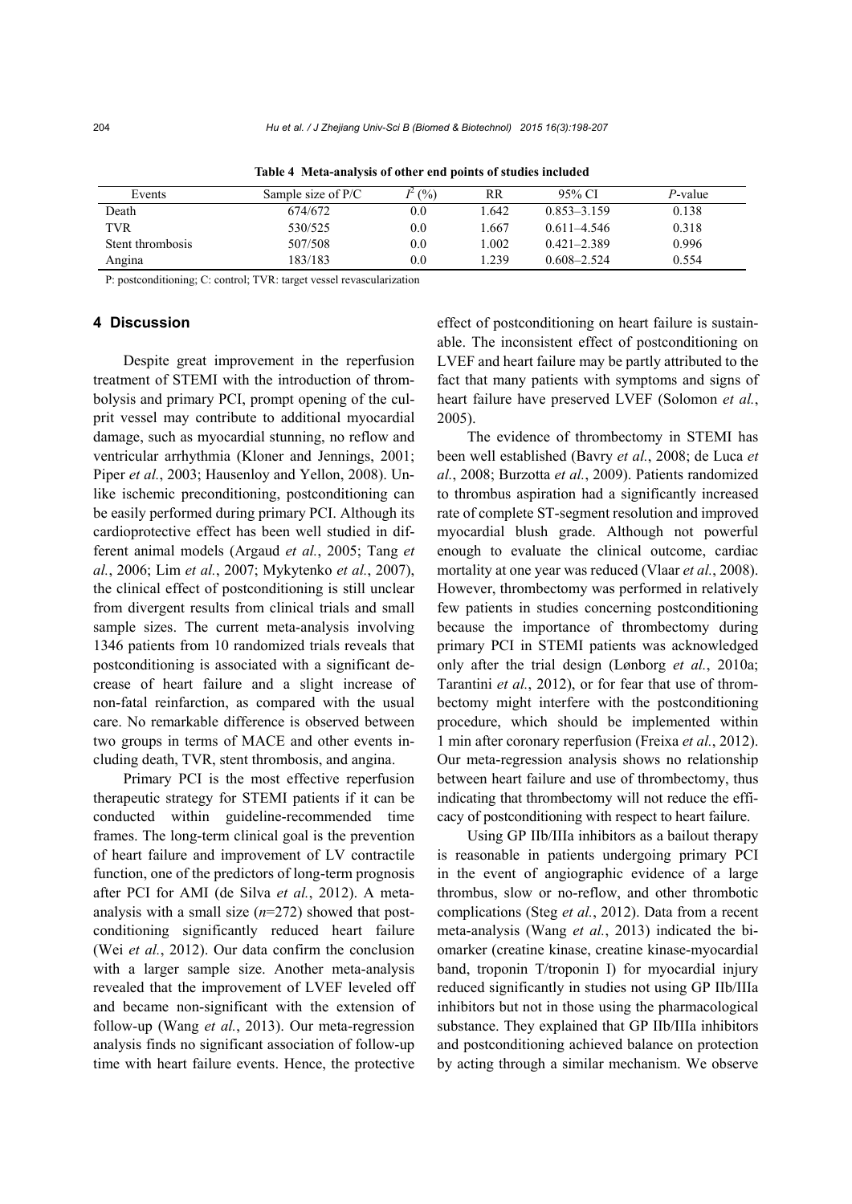**Table 4 Meta-analysis of other end points of studies included**

| Events | Sample size of P/C | $I^2$ (%) | RR | 95% CI | *P*-value |
|---|---|---|---|---|---|
| Death | 674/672 | 0.0 | 1.642 | 0.853–3.159 | 0.138 |
| TVR | 530/525 | 0.0 | 1.667 | 0.611–4.546 | 0.318 |
| Stent thrombosis | 507/508 | 0.0 | 1.002 | 0.421–2.389 | 0.996 |
| Angina | 183/183 | 0.0 | 1.239 | 0.608–2.524 | 0.554 |

P: postconditioning; C: control; TVR: target vessel revascularization

## 4 Discussion

Despite great improvement in the reperfusion treatment of STEMI with the introduction of thrombolysis and primary PCI, prompt opening of the culprit vessel may contribute to additional myocardial damage, such as myocardial stunning, no reflow and ventricular arrhythmia (Kloner and Jennings, 2001; Piper *et al.*, 2003; Hausenloy and Yellon, 2008). Unlike ischemic preconditioning, postconditioning can be easily performed during primary PCI. Although its cardioprotective effect has been well studied in different animal models (Argaud *et al.*, 2005; Tang *et al.*, 2006; Lim *et al.*, 2007; Mykytenko *et al.*, 2007), the clinical effect of postconditioning is still unclear from divergent results from clinical trials and small sample sizes. The current meta-analysis involving 1346 patients from 10 randomized trials reveals that postconditioning is associated with a significant decrease of heart failure and a slight increase of non-fatal reinfarction, as compared with the usual care. No remarkable difference is observed between two groups in terms of MACE and other events including death, TVR, stent thrombosis, and angina.

Primary PCI is the most effective reperfusion therapeutic strategy for STEMI patients if it can be conducted within guideline-recommended time frames. The long-term clinical goal is the prevention of heart failure and improvement of LV contractile function, one of the predictors of long-term prognosis after PCI for AMI (de Silva *et al.*, 2012). A meta-analysis with a small size ($n$=272) showed that postconditioning significantly reduced heart failure (Wei *et al.*, 2012). Our data confirm the conclusion with a larger sample size. Another meta-analysis revealed that the improvement of LVEF leveled off and became non-significant with the extension of follow-up (Wang *et al.*, 2013). Our meta-regression analysis finds no significant association of follow-up time with heart failure events. Hence, the protective effect of postconditioning on heart failure is sustainable. The inconsistent effect of postconditioning on LVEF and heart failure may be partly attributed to the fact that many patients with symptoms and signs of heart failure have preserved LVEF (Solomon *et al.*, 2005).

The evidence of thrombectomy in STEMI has been well established (Bavry *et al.*, 2008; de Luca *et al.*, 2008; Burzotta *et al.*, 2009). Patients randomized to thrombus aspiration had a significantly increased rate of complete ST-segment resolution and improved myocardial blush grade. Although not powerful enough to evaluate the clinical outcome, cardiac mortality at one year was reduced (Vlaar *et al.*, 2008). However, thrombectomy was performed in relatively few patients in studies concerning postconditioning because the importance of thrombectomy during primary PCI in STEMI patients was acknowledged only after the trial design (Lønborg *et al.*, 2010a; Tarantini *et al.*, 2012), or for fear that use of thrombectomy might interfere with the postconditioning procedure, which should be implemented within 1 min after coronary reperfusion (Freixa *et al.*, 2012). Our meta-regression analysis shows no relationship between heart failure and use of thrombectomy, thus indicating that thrombectomy will not reduce the efficacy of postconditioning with respect to heart failure.

Using GP IIb/IIIa inhibitors as a bailout therapy is reasonable in patients undergoing primary PCI in the event of angiographic evidence of a large thrombus, slow or no-reflow, and other thrombotic complications (Steg *et al.*, 2012). Data from a recent meta-analysis (Wang *et al.*, 2013) indicated the biomarker (creatine kinase, creatine kinase-myocardial band, troponin T/troponin I) for myocardial injury reduced significantly in studies not using GP IIb/IIIa inhibitors but not in those using the pharmacological substance. They explained that GP IIb/IIIa inhibitors and postconditioning achieved balance on protection by acting through a similar mechanism. We observe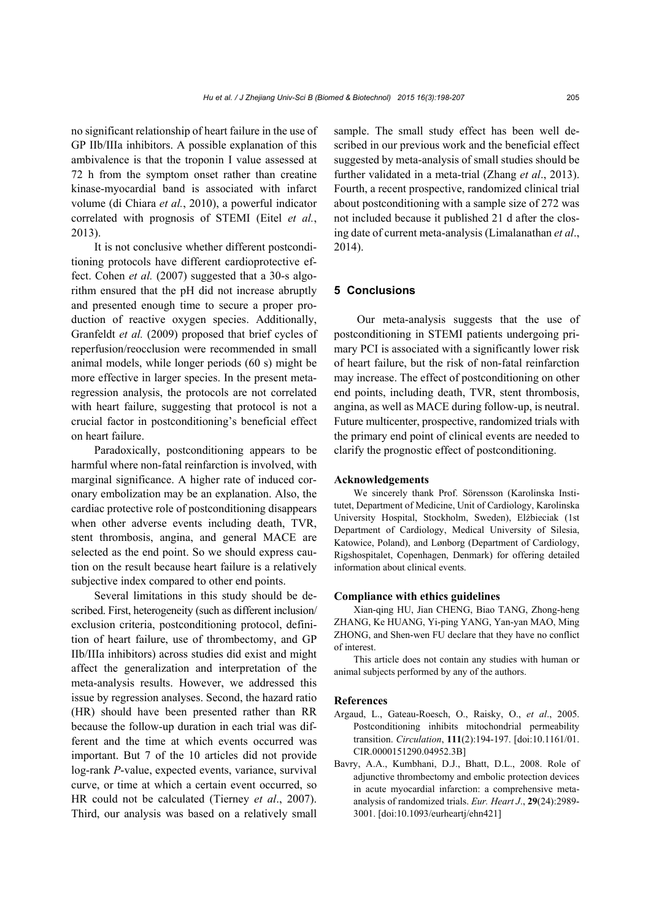no significant relationship of heart failure in the use of GP IIb/IIIa inhibitors. A possible explanation of this ambivalence is that the troponin I value assessed at 72 h from the symptom onset rather than creatine kinase-myocardial band is associated with infarct volume (di Chiara *et al.*, 2010), a powerful indicator correlated with prognosis of STEMI (Eitel *et al.*, 2013).

It is not conclusive whether different postconditioning protocols have different cardioprotective effect. Cohen *et al.* (2007) suggested that a 30-s algorithm ensured that the pH did not increase abruptly and presented enough time to secure a proper production of reactive oxygen species. Additionally, Granfeldt *et al.* (2009) proposed that brief cycles of reperfusion/reocclusion were recommended in small animal models, while longer periods (60 s) might be more effective in larger species. In the present meta-regression analysis, the protocols are not correlated with heart failure, suggesting that protocol is not a crucial factor in postconditioning's beneficial effect on heart failure.

Paradoxically, postconditioning appears to be harmful where non-fatal reinfarction is involved, with marginal significance. A higher rate of induced coronary embolization may be an explanation. Also, the cardiac protective role of postconditioning disappears when other adverse events including death, TVR, stent thrombosis, angina, and general MACE are selected as the end point. So we should express caution on the result because heart failure is a relatively subjective index compared to other end points.

Several limitations in this study should be described. First, heterogeneity (such as different inclusion/exclusion criteria, postconditioning protocol, definition of heart failure, use of thrombectomy, and GP IIb/IIIa inhibitors) across studies did exist and might affect the generalization and interpretation of the meta-analysis results. However, we addressed this issue by regression analyses. Second, the hazard ratio (HR) should have been presented rather than RR because the follow-up duration in each trial was different and the time at which events occurred was important. But 7 of the 10 articles did not provide log-rank *P*-value, expected events, variance, survival curve, or time at which a certain event occurred, so HR could not be calculated (Tierney *et al*., 2007). Third, our analysis was based on a relatively small sample. The small study effect has been well described in our previous work and the beneficial effect suggested by meta-analysis of small studies should be further validated in a meta-trial (Zhang *et al*., 2013). Fourth, a recent prospective, randomized clinical trial about postconditioning with a sample size of 272 was not included because it published 21 d after the closing date of current meta-analysis (Limalanathan *et al*., 2014).

## 5 Conclusions

Our meta-analysis suggests that the use of postconditioning in STEMI patients undergoing primary PCI is associated with a significantly lower risk of heart failure, but the risk of non-fatal reinfarction may increase. The effect of postconditioning on other end points, including death, TVR, stent thrombosis, angina, as well as MACE during follow-up, is neutral. Future multicenter, prospective, randomized trials with the primary end point of clinical events are needed to clarify the prognostic effect of postconditioning.

### Acknowledgements

We sincerely thank Prof. Sörensson (Karolinska Institutet, Department of Medicine, Unit of Cardiology, Karolinska University Hospital, Stockholm, Sweden), Elżbieciak (1st Department of Cardiology, Medical University of Silesia, Katowice, Poland), and Lønborg (Department of Cardiology, Rigshospitalet, Copenhagen, Denmark) for offering detailed information about clinical events.

### Compliance with ethics guidelines

Xian-qing HU, Jian CHENG, Biao TANG, Zhong-heng ZHANG, Ke HUANG, Yi-ping YANG, Yan-yan MAO, Ming ZHONG, and Shen-wen FU declare that they have no conflict of interest.

This article does not contain any studies with human or animal subjects performed by any of the authors.

### References

Argaud, L., Gateau-Roesch, O., Raisky, O., *et al*., 2005. Postconditioning inhibits mitochondrial permeability transition. *Circulation*, **111**(2):194-197. [doi:10.1161/01.CIR.0000151290.04952.3B]

Bavry, A.A., Kumbhani, D.J., Bhatt, D.L., 2008. Role of adjunctive thrombectomy and embolic protection devices in acute myocardial infarction: a comprehensive meta-analysis of randomized trials. *Eur. Heart J*., **29**(24):2989-3001. [doi:10.1093/eurheartj/ehn421]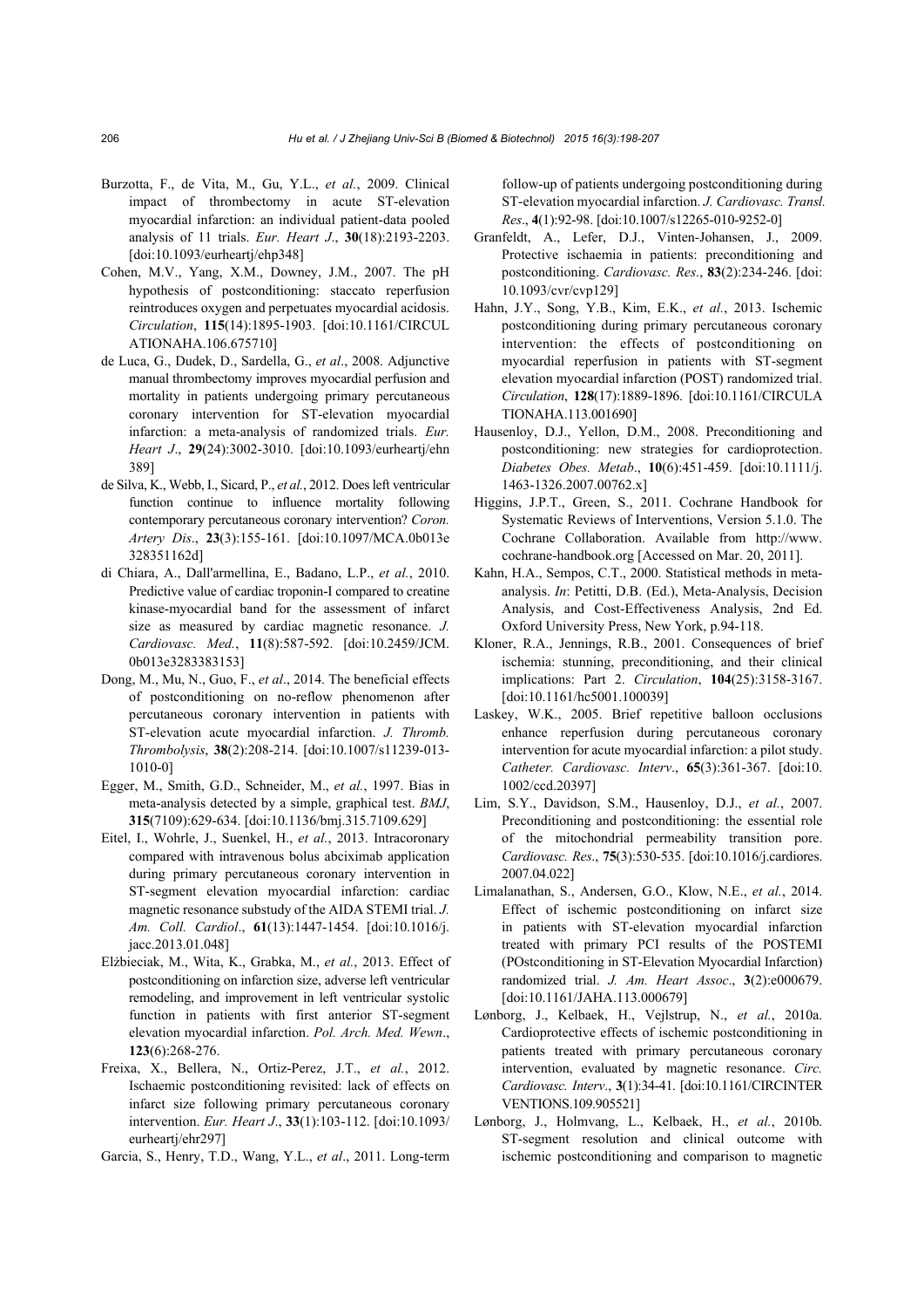Burzotta, F., de Vita, M., Gu, Y.L., *et al.*, 2009. Clinical impact of thrombectomy in acute ST-elevation myocardial infarction: an individual patient-data pooled analysis of 11 trials. *Eur. Heart J*., **30**(18):2193-2203. [doi:10.1093/eurheartj/ehp348]

Cohen, M.V., Yang, X.M., Downey, J.M., 2007. The pH hypothesis of postconditioning: staccato reperfusion reintroduces oxygen and perpetuates myocardial acidosis. *Circulation*, **115**(14):1895-1903. [doi:10.1161/CIRCULATIONAHA.106.675710]

de Luca, G., Dudek, D., Sardella, G., *et al*., 2008. Adjunctive manual thrombectomy improves myocardial perfusion and mortality in patients undergoing primary percutaneous coronary intervention for ST-elevation myocardial infarction: a meta-analysis of randomized trials. *Eur. Heart J*., **29**(24):3002-3010. [doi:10.1093/eurheartj/ehn389]

de Silva, K., Webb, I., Sicard, P., *et al.*, 2012. Does left ventricular function continue to influence mortality following contemporary percutaneous coronary intervention? *Coron. Artery Dis*., **23**(3):155-161. [doi:10.1097/MCA.0b013e328351162d]

di Chiara, A., Dall'armellina, E., Badano, L.P., *et al.*, 2010. Predictive value of cardiac troponin-I compared to creatine kinase-myocardial band for the assessment of infarct size as measured by cardiac magnetic resonance. *J. Cardiovasc. Med.*, **11**(8):587-592. [doi:10.2459/JCM.0b013e3283383153]

Dong, M., Mu, N., Guo, F., *et al*., 2014. The beneficial effects of postconditioning on no-reflow phenomenon after percutaneous coronary intervention in patients with ST-elevation acute myocardial infarction. *J. Thromb. Thrombolysis*, **38**(2):208-214. [doi:10.1007/s11239-013-1010-0]

Egger, M., Smith, G.D., Schneider, M., *et al.*, 1997. Bias in meta-analysis detected by a simple, graphical test. *BMJ*, **315**(7109):629-634. [doi:10.1136/bmj.315.7109.629]

Eitel, I., Wohrle, J., Suenkel, H., *et al.*, 2013. Intracoronary compared with intravenous bolus abciximab application during primary percutaneous coronary intervention in ST-segment elevation myocardial infarction: cardiac magnetic resonance substudy of the AIDA STEMI trial. *J. Am. Coll. Cardiol*., **61**(13):1447-1454. [doi:10.1016/j.jacc.2013.01.048]

Elżbieciak, M., Wita, K., Grabka, M., *et al.*, 2013. Effect of postconditioning on infarction size, adverse left ventricular remodeling, and improvement in left ventricular systolic function in patients with first anterior ST-segment elevation myocardial infarction. *Pol. Arch. Med. Wewn*., **123**(6):268-276.

Freixa, X., Bellera, N., Ortiz-Perez, J.T., *et al.*, 2012. Ischaemic postconditioning revisited: lack of effects on infarct size following primary percutaneous coronary intervention. *Eur. Heart J*., **33**(1):103-112. [doi:10.1093/eurheartj/ehr297]

Garcia, S., Henry, T.D., Wang, Y.L., *et al*., 2011. Long-term follow-up of patients undergoing postconditioning during ST-elevation myocardial infarction. *J. Cardiovasc. Transl. Res*., **4**(1):92-98. [doi:10.1007/s12265-010-9252-0]

Granfeldt, A., Lefer, D.J., Vinten-Johansen, J., 2009. Protective ischaemia in patients: preconditioning and postconditioning. *Cardiovasc. Res*., **83**(2):234-246. [doi:10.1093/cvr/cvp129]

Hahn, J.Y., Song, Y.B., Kim, E.K., *et al.*, 2013. Ischemic postconditioning during primary percutaneous coronary intervention: the effects of postconditioning on myocardial reperfusion in patients with ST-segment elevation myocardial infarction (POST) randomized trial. *Circulation*, **128**(17):1889-1896. [doi:10.1161/CIRCULATIONAHA.113.001690]

Hausenloy, D.J., Yellon, D.M., 2008. Preconditioning and postconditioning: new strategies for cardioprotection. *Diabetes Obes. Metab*., **10**(6):451-459. [doi:10.1111/j.1463-1326.2007.00762.x]

Higgins, J.P.T., Green, S., 2011. Cochrane Handbook for Systematic Reviews of Interventions, Version 5.1.0. The Cochrane Collaboration. Available from http://www.cochrane-handbook.org [Accessed on Mar. 20, 2011].

Kahn, H.A., Sempos, C.T., 2000. Statistical methods in meta-analysis. *In*: Petitti, D.B. (Ed.), Meta-Analysis, Decision Analysis, and Cost-Effectiveness Analysis, 2nd Ed. Oxford University Press, New York, p.94-118.

Kloner, R.A., Jennings, R.B., 2001. Consequences of brief ischemia: stunning, preconditioning, and their clinical implications: Part 2. *Circulation*, **104**(25):3158-3167. [doi:10.1161/hc5001.100039]

Laskey, W.K., 2005. Brief repetitive balloon occlusions enhance reperfusion during percutaneous coronary intervention for acute myocardial infarction: a pilot study. *Catheter. Cardiovasc. Interv*., **65**(3):361-367. [doi:10.1002/ccd.20397]

Lim, S.Y., Davidson, S.M., Hausenloy, D.J., *et al.*, 2007. Preconditioning and postconditioning: the essential role of the mitochondrial permeability transition pore. *Cardiovasc. Res*., **75**(3):530-535. [doi:10.1016/j.cardiores.2007.04.022]

Limalanathan, S., Andersen, G.O., Klow, N.E., *et al.*, 2014. Effect of ischemic postconditioning on infarct size in patients with ST-elevation myocardial infarction treated with primary PCI results of the POSTEMI (POstconditioning in ST-Elevation Myocardial Infarction) randomized trial. *J. Am. Heart Assoc*., **3**(2):e000679. [doi:10.1161/JAHA.113.000679]

Lønborg, J., Kelbaek, H., Vejlstrup, N., *et al.*, 2010a. Cardioprotective effects of ischemic postconditioning in patients treated with primary percutaneous coronary intervention, evaluated by magnetic resonance. *Circ. Cardiovasc. Interv*., **3**(1):34-41. [doi:10.1161/CIRCINTERVENTIONS.109.905521]

Lønborg, J., Holmvang, L., Kelbaek, H., *et al.*, 2010b. ST-segment resolution and clinical outcome with ischemic postconditioning and comparison to magnetic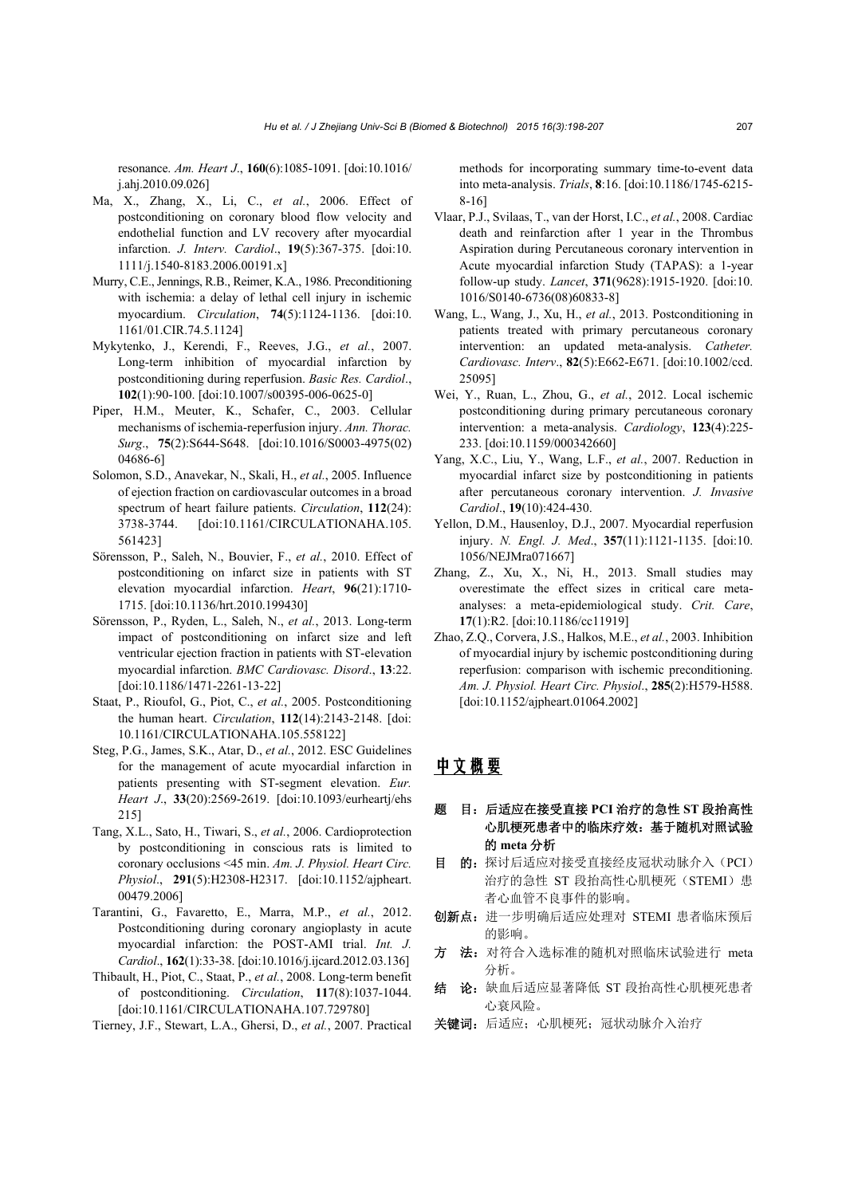resonance. *Am. Heart J*., **160**(6):1085-1091. [doi:10.1016/j.ahj.2010.09.026]

Ma, X., Zhang, X., Li, C., *et al.*, 2006. Effect of postconditioning on coronary blood flow velocity and endothelial function and LV recovery after myocardial infarction. *J. Interv. Cardiol*., **19**(5):367-375. [doi:10.1111/j.1540-8183.2006.00191.x]

Murry, C.E., Jennings, R.B., Reimer, K.A., 1986. Preconditioning with ischemia: a delay of lethal cell injury in ischemic myocardium. *Circulation*, **74**(5):1124-1136. [doi:10.1161/01.CIR.74.5.1124]

Mykytenko, J., Kerendi, F., Reeves, J.G., *et al.*, 2007. Long-term inhibition of myocardial infarction by postconditioning during reperfusion. *Basic Res. Cardiol*., **102**(1):90-100. [doi:10.1007/s00395-006-0625-0]

Piper, H.M., Meuter, K., Schafer, C., 2003. Cellular mechanisms of ischemia-reperfusion injury. *Ann. Thorac. Surg*., **75**(2):S644-S648. [doi:10.1016/S0003-4975(02)04686-6]

Solomon, S.D., Anavekar, N., Skali, H., *et al.*, 2005. Influence of ejection fraction on cardiovascular outcomes in a broad spectrum of heart failure patients. *Circulation*, **112**(24):3738-3744. [doi:10.1161/CIRCULATIONAHA.105.561423]

Sörensson, P., Saleh, N., Bouvier, F., *et al.*, 2010. Effect of postconditioning on infarct size in patients with ST elevation myocardial infarction. *Heart*, **96**(21):1710-1715. [doi:10.1136/hrt.2010.199430]

Sörensson, P., Ryden, L., Saleh, N., *et al.*, 2013. Long-term impact of postconditioning on infarct size and left ventricular ejection fraction in patients with ST-elevation myocardial infarction. *BMC Cardiovasc. Disord*., **13**:22. [doi:10.1186/1471-2261-13-22]

Staat, P., Rioufol, G., Piot, C., *et al.*, 2005. Postconditioning the human heart. *Circulation*, **112**(14):2143-2148. [doi:10.1161/CIRCULATIONAHA.105.558122]

Steg, P.G., James, S.K., Atar, D., *et al.*, 2012. ESC Guidelines for the management of acute myocardial infarction in patients presenting with ST-segment elevation. *Eur. Heart J*., **33**(20):2569-2619. [doi:10.1093/eurheartj/ehs215]

Tang, X.L., Sato, H., Tiwari, S., *et al.*, 2006. Cardioprotection by postconditioning in conscious rats is limited to coronary occlusions <45 min. *Am. J. Physiol. Heart Circ. Physiol*., **291**(5):H2308-H2317. [doi:10.1152/ajpheart.00479.2006]

Tarantini, G., Favaretto, E., Marra, M.P., *et al.*, 2012. Postconditioning during coronary angioplasty in acute myocardial infarction: the POST-AMI trial. *Int. J. Cardiol*., **162**(1):33-38. [doi:10.1016/j.ijcard.2012.03.136]

Thibault, H., Piot, C., Staat, P., *et al.*, 2008. Long-term benefit of postconditioning. *Circulation*, **117**(8):1037-1044. [doi:10.1161/CIRCULATIONAHA.107.729780]

Tierney, J.F., Stewart, L.A., Ghersi, D., *et al.*, 2007. Practical methods for incorporating summary time-to-event data into meta-analysis. *Trials*, **8**:16. [doi:10.1186/1745-6215-8-16]

Vlaar, P.J., Svilaas, T., van der Horst, I.C., *et al.*, 2008. Cardiac death and reinfarction after 1 year in the Thrombus Aspiration during Percutaneous coronary intervention in Acute myocardial infarction Study (TAPAS): a 1-year follow-up study. *Lancet*, **371**(9628):1915-1920. [doi:10.1016/S0140-6736(08)60833-8]

Wang, L., Wang, J., Xu, H., *et al.*, 2013. Postconditioning in patients treated with primary percutaneous coronary intervention: an updated meta-analysis. *Catheter. Cardiovasc. Interv*., **82**(5):E662-E671. [doi:10.1002/ccd.25095]

Wei, Y., Ruan, L., Zhou, G., *et al.*, 2012. Local ischemic postconditioning during primary percutaneous coronary intervention: a meta-analysis. *Cardiology*, **123**(4):225-233. [doi:10.1159/000342660]

Yang, X.C., Liu, Y., Wang, L.F., *et al.*, 2007. Reduction in myocardial infarct size by postconditioning in patients after percutaneous coronary intervention. *J. Invasive Cardiol*., **19**(10):424-430.

Yellon, D.M., Hausenloy, D.J., 2007. Myocardial reperfusion injury. *N. Engl. J. Med*., **357**(11):1121-1135. [doi:10.1056/NEJMra071667]

Zhang, Z., Xu, X., Ni, H., 2013. Small studies may overestimate the effect sizes in critical care meta-analyses: a meta-epidemiological study. *Crit. Care*, **17**(1):R2. [doi:10.1186/cc11919]

Zhao, Z.Q., Corvera, J.S., Halkos, M.E., *et al.*, 2003. Inhibition of myocardial injury by ischemic postconditioning during reperfusion: comparison with ischemic preconditioning. *Am. J. Physiol. Heart Circ. Physiol*., **285**(2):H579-H588. [doi:10.1152/ajpheart.01064.2002]

## 中文概要

**题　目：后适应在接受直接 PCI 治疗的急性 ST 段抬高性心肌梗死患者中的临床疗效：基于随机对照试验的 meta 分析**

**目　的：**探讨后适应对接受直接经皮冠状动脉介入（PCI）治疗的急性 ST 段抬高性心肌梗死（STEMI）患者心血管不良事件的影响。

**创新点：**进一步明确后适应处理对 STEMI 患者临床预后的影响。

**方　法：**对符合入选标准的随机对照临床试验进行 meta 分析。

**结　论：**缺血后适应显著降低 ST 段抬高性心肌梗死患者心衰风险。

**关键词：**后适应；心肌梗死；冠状动脉介入治疗